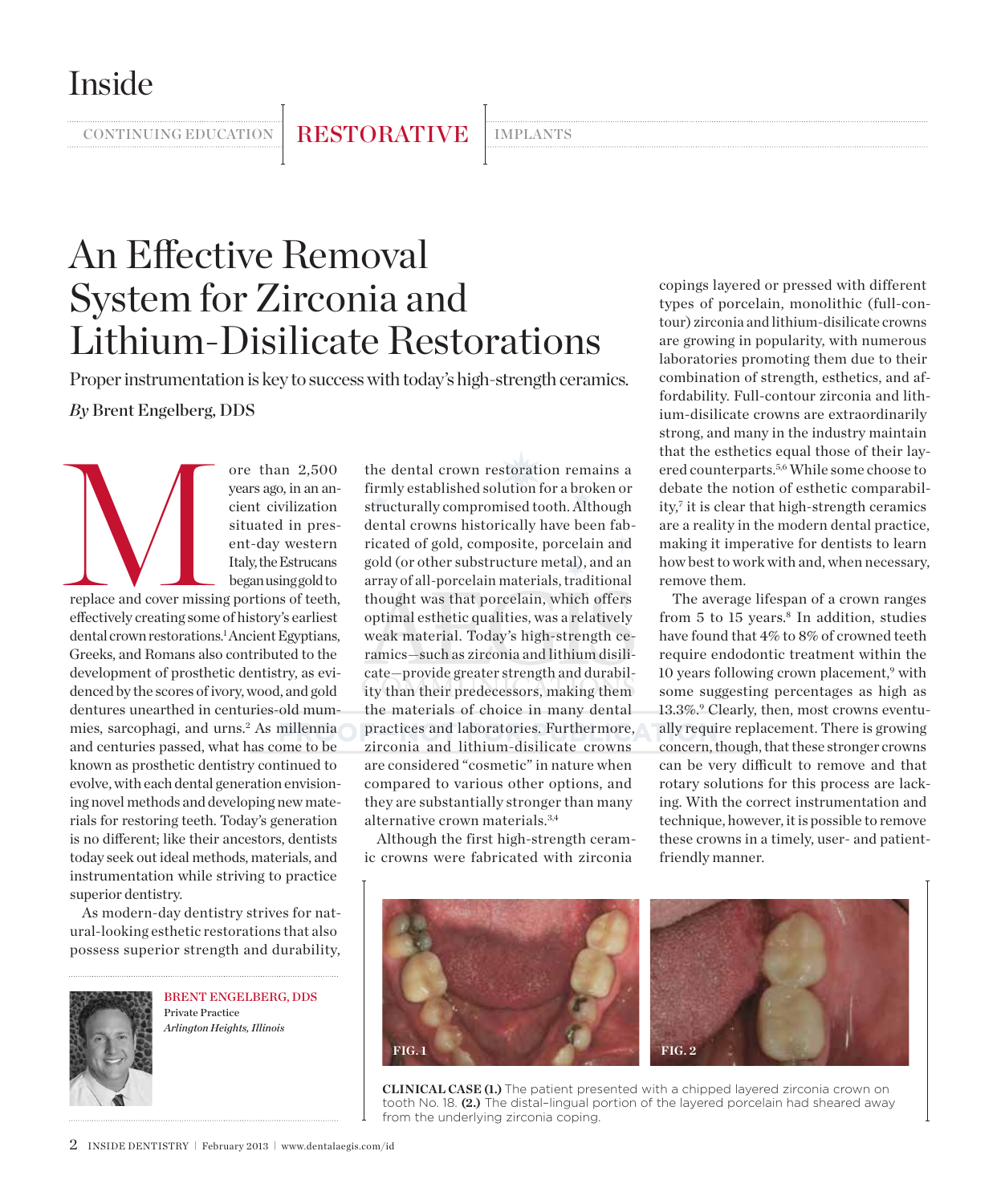# An Effective Removal System for Zirconia and Lithium-Disilicate Restorations

Proper instrumentation is key to success with today's high-strength ceramics.

*By* Brent Engelberg, DDS

More than 2,500 years ago, in an ancient civilization situated in present-day western Italy, the Estrucans began using gold to replace and cover missing portions of teeth, effectively creating some of history's earliest dental crown restorations.[1] Ancient Egyptians, Greeks, and Romans also contributed to the development of prosthetic dentistry, as evidenced by the scores of ivory, wood, and gold dentures unearthed in centuries-old mummies, sarcophagi, and urns.[2] As millennia and centuries passed, what has come to be known as prosthetic dentistry continued to evolve, with each dental generation envisioning novel methods and developing new materials for restoring teeth. Today's generation is no different; like their ancestors, dentists today seek out ideal methods, materials, and instrumentation while striving to practice superior dentistry.

As modern-day dentistry strives for natural-looking esthetic restorations that also possess superior strength and durability, the dental crown restoration remains a firmly established solution for a broken or structurally compromised tooth. Although dental crowns historically have been fabricated of gold, composite, porcelain and gold (or other substructure metal), and an array of all-porcelain materials, traditional thought was that porcelain, which offers optimal esthetic qualities, was a relatively weak material. Today's high-strength ceramics—such as zirconia and lithium disilicate—provide greater strength and durability than their predecessors, making them the materials of choice in many dental practices and laboratories. Furthermore, zirconia and lithium-disilicate crowns are considered "cosmetic" in nature when compared to various other options, and they are substantially stronger than many alternative crown materials.[3,4]

Although the first high-strength ceramic crowns were fabricated with zirconia copings layered or pressed with different types of porcelain, monolithic (full-contour) zirconia and lithium-disilicate crowns are growing in popularity, with numerous laboratories promoting them due to their combination of strength, esthetics, and affordability. Full-contour zirconia and lithium-disilicate crowns are extraordinarily strong, and many in the industry maintain that the esthetics equal those of their layered counterparts.[5,6] While some choose to debate the notion of esthetic comparability,[7] it is clear that high-strength ceramics are a reality in the modern dental practice, making it imperative for dentists to learn how best to work with and, when necessary, remove them.

The average lifespan of a crown ranges from 5 to 15 years.[8] In addition, studies have found that 4% to 8% of crowned teeth require endodontic treatment within the 10 years following crown placement,[9] with some suggesting percentages as high as 13.3%.[9] Clearly, then, most crowns eventually require replacement. There is growing concern, though, that these stronger crowns can be very difficult to remove and that rotary solutions for this process are lacking. With the correct instrumentation and technique, however, it is possible to remove these crowns in a timely, user- and patient-friendly manner.

BRENT ENGELBERG, DDS
Private Practice
*Arlington Heights, Illinois*

**CLINICAL CASE (1.)** The patient presented with a chipped layered zirconia crown on tooth No. 18. **(2.)** The distal–lingual portion of the layered porcelain had sheared away from the underlying zirconia coping.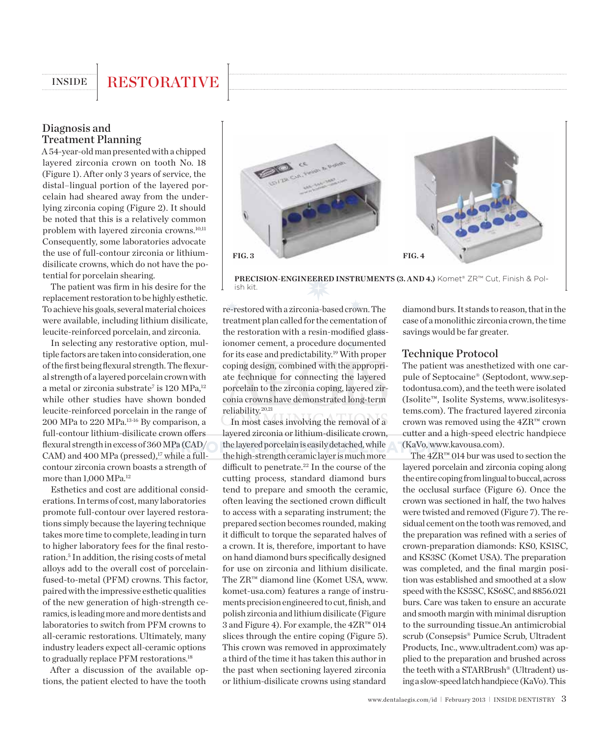## Diagnosis and Treatment Planning

A 54-year-old man presented with a chipped layered zirconia crown on tooth No. 18 (Figure 1). After only 3 years of service, the distal–lingual portion of the layered porcelain had sheared away from the underlying zirconia coping (Figure 2). It should be noted that this is a relatively common problem with layered zirconia crowns.[10,11] Consequently, some laboratories advocate the use of full-contour zirconia or lithium-disilicate crowns, which do not have the potential for porcelain shearing.

The patient was firm in his desire for the replacement restoration to be highly esthetic. To achieve his goals, several material choices were available, including lithium disilicate, leucite-reinforced porcelain, and zirconia.

In selecting any restorative option, multiple factors are taken into consideration, one of the first being flexural strength. The flexural strength of a layered porcelain crown with a metal or zirconia substrate[7] is 120 MPa,[12] while other studies have shown bonded leucite-reinforced porcelain in the range of 200 MPa to 220 MPa.[13-16] By comparison, a full-contour lithium-disilicate crown offers flexural strength in excess of 360 MPa (CAD/CAM) and 400 MPa (pressed),[17] while a full-contour zirconia crown boasts a strength of more than 1,000 MPa.[12]

Esthetics and cost are additional considerations. In terms of cost, many laboratories promote full-contour over layered restorations simply because the layering technique takes more time to complete, leading in turn to higher laboratory fees for the final restoration.[5] In addition, the rising costs of metal alloys add to the overall cost of porcelain-fused-to-metal (PFM) crowns. This factor, paired with the impressive esthetic qualities of the new generation of high-strength ceramics, is leading more and more dentists and laboratories to switch from PFM crowns to all-ceramic restorations. Ultimately, many industry leaders expect all-ceramic options to gradually replace PFM restorations.[18]

After a discussion of the available options, the patient elected to have the tooth re-restored with a zirconia-based crown. The treatment plan called for the cementation of the restoration with a resin-modified glass-ionomer cement, a procedure documented for its ease and predictability.[19] With proper coping design, combined with the appropriate technique for connecting the layered porcelain to the zirconia coping, layered zirconia crowns have demonstrated long-term reliability.[20,21]

FIG. 3

FIG. 4

**PRECISION-ENGINEERED INSTRUMENTS (3. AND 4.)** Komet® ZR™ Cut, Finish & Polish kit.

In most cases involving the removal of a layered zirconia or lithium-disilicate crown, the layered porcelain is easily detached, while the high-strength ceramic layer is much more difficult to penetrate.[22] In the course of the cutting process, standard diamond burs tend to prepare and smooth the ceramic, often leaving the sectioned crown difficult to access with a separating instrument; the prepared section becomes rounded, making it difficult to torque the separated halves of a crown. It is, therefore, important to have on hand diamond burs specifically designed for use on zirconia and lithium disilicate. The ZR™ diamond line (Komet USA, www.komet-usa.com) features a range of instruments precision engineered to cut, finish, and polish zirconia and lithium disilicate (Figure 3 and Figure 4). For example, the 4ZR™ 014 slices through the entire coping (Figure 5). This crown was removed in approximately a third of the time it has taken this author in the past when sectioning layered zirconia or lithium-disilicate crowns using standard diamond burs. It stands to reason, that in the case of a monolithic zirconia crown, the time savings would be far greater.

## Technique Protocol

The patient was anesthetized with one carpule of Septocaine® (Septodont, www.septodontusa.com), and the teeth were isolated (Isolite™, Isolite Systems, www.isolitesystems.com). The fractured layered zirconia crown was removed using the 4ZR™ crown cutter and a high-speed electric handpiece (KaVo, www.kavousa.com).

The 4ZR™ 014 bur was used to section the layered porcelain and zirconia coping along the entire coping from lingual to buccal, across the occlusal surface (Figure 6). Once the crown was sectioned in half, the two halves were twisted and removed (Figure 7). The residual cement on the tooth was removed, and the preparation was refined with a series of crown-preparation diamonds: KS0, KS1SC, and KS3SC (Komet USA). The preparation was completed, and the final margin position was established and smoothed at a slow speed with the KS5SC, KS6SC, and 8856.021 burs. Care was taken to ensure an accurate and smooth margin with minimal disruption to the surrounding tissue.An antimicrobial scrub (Consepsis® Pumice Scrub, Ultradent Products, Inc., www.ultradent.com) was applied to the preparation and brushed across the teeth with a STARBrush® (Ultradent) using a slow-speed latch handpiece (KaVo). This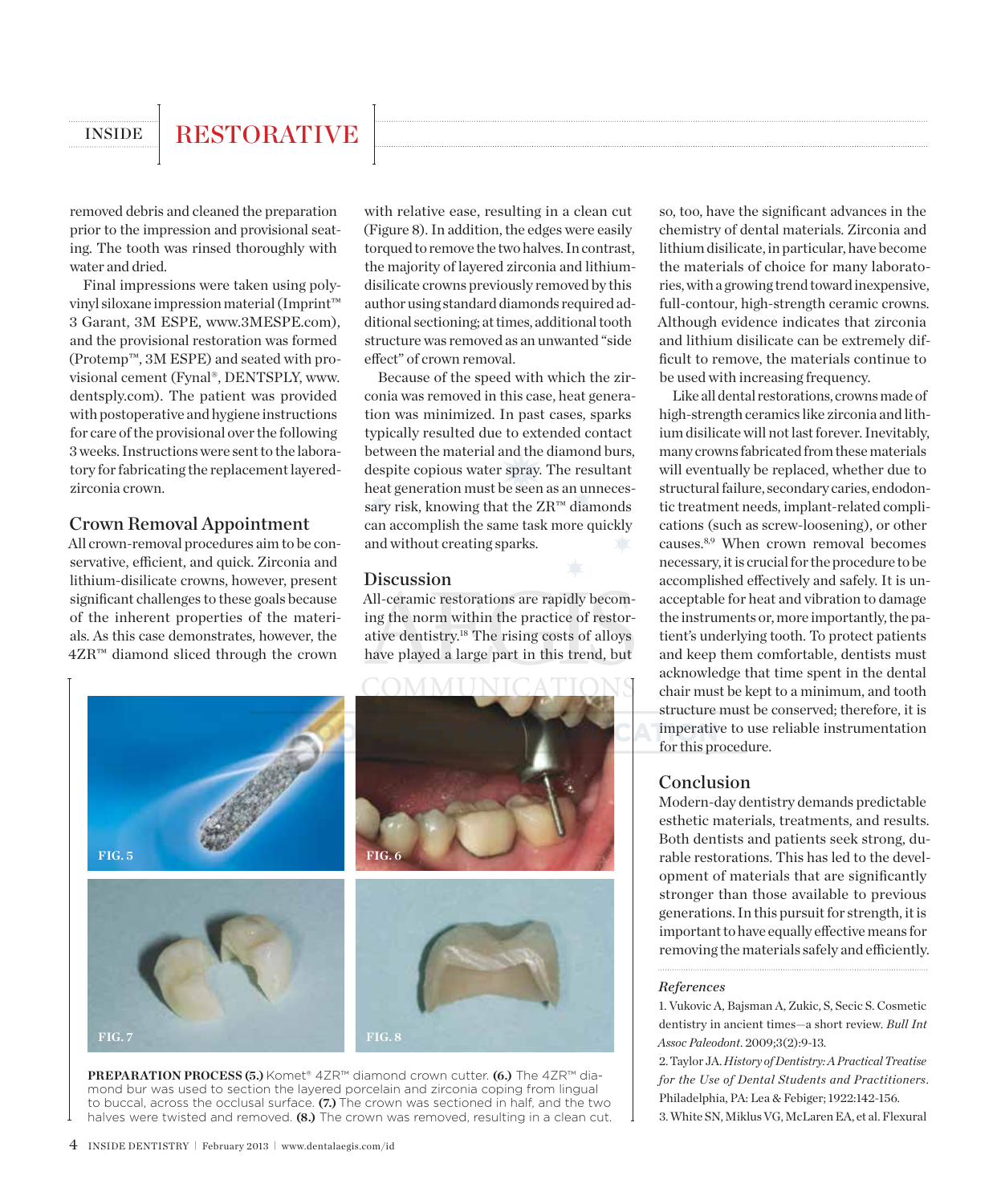removed debris and cleaned the preparation prior to the impression and provisional seating. The tooth was rinsed thoroughly with water and dried.

Final impressions were taken using polyvinyl siloxane impression material (Imprint™ 3 Garant, 3M ESPE, www.3MESPE.com), and the provisional restoration was formed (Protemp™, 3M ESPE) and seated with provisional cement (Fynal®, DENTSPLY, www.dentsply.com). The patient was provided with postoperative and hygiene instructions for care of the provisional over the following 3 weeks. Instructions were sent to the laboratory for fabricating the replacement layered-zirconia crown.

## Crown Removal Appointment

All crown-removal procedures aim to be conservative, efficient, and quick. Zirconia and lithium-disilicate crowns, however, present significant challenges to these goals because of the inherent properties of the materials. As this case demonstrates, however, the 4ZR™ diamond sliced through the crown with relative ease, resulting in a clean cut (Figure 8). In addition, the edges were easily torqued to remove the two halves. In contrast, the majority of layered zirconia and lithium-disilicate crowns previously removed by this author using standard diamonds required additional sectioning; at times, additional tooth structure was removed as an unwanted "side effect" of crown removal.

Because of the speed with which the zirconia was removed in this case, heat generation was minimized. In past cases, sparks typically resulted due to extended contact between the material and the diamond burs, despite copious water spray. The resultant heat generation must be seen as an unnecessary risk, knowing that the ZR™ diamonds can accomplish the same task more quickly and without creating sparks.

## Discussion

All-ceramic restorations are rapidly becoming the norm within the practice of restorative dentistry.[18] The rising costs of alloys have played a large part in this trend, but so, too, have the significant advances in the chemistry of dental materials. Zirconia and lithium disilicate, in particular, have become the materials of choice for many laboratories, with a growing trend toward inexpensive, full-contour, high-strength ceramic crowns. Although evidence indicates that zirconia and lithium disilicate can be extremely difficult to remove, the materials continue to be used with increasing frequency.

Like all dental restorations, crowns made of high-strength ceramics like zirconia and lithium disilicate will not last forever. Inevitably, many crowns fabricated from these materials will eventually be replaced, whether due to structural failure, secondary caries, endodontic treatment needs, implant-related complications (such as screw-loosening), or other causes.[8,9] When crown removal becomes necessary, it is crucial for the procedure to be accomplished effectively and safely. It is unacceptable for heat and vibration to damage the instruments or, more importantly, the patient's underlying tooth. To protect patients and keep them comfortable, dentists must acknowledge that time spent in the dental chair must be kept to a minimum, and tooth structure must be conserved; therefore, it is imperative to use reliable instrumentation for this procedure.

## Conclusion

Modern-day dentistry demands predictable esthetic materials, treatments, and results. Both dentists and patients seek strong, durable restorations. This has led to the development of materials that are significantly stronger than those available to previous generations. In this pursuit for strength, it is important to have equally effective means for removing the materials safely and efficiently.

FIG. 5

FIG. 6

FIG. 7

FIG. 8

**PREPARATION PROCESS (5.)** Komet® 4ZR™ diamond crown cutter. **(6.)** The 4ZR™ diamond bur was used to section the layered porcelain and zirconia coping from lingual to buccal, across the occlusal surface. **(7.)** The crown was sectioned in half, and the two halves were twisted and removed. **(8.)** The crown was removed, resulting in a clean cut.

### *References*

1. Vukovic A, Bajsman A, Zukic, S, Secic S. Cosmetic dentistry in ancient times—a short review. *Bull Int Assoc Paleodont*. 2009;3(2):9-13.

2. Taylor JA. *History of Dentistry: A Practical Treatise for the Use of Dental Students and Practitioners*. Philadelphia, PA: Lea & Febiger; 1922:142-156.

3. White SN, Miklus VG, McLaren EA, et al. Flexural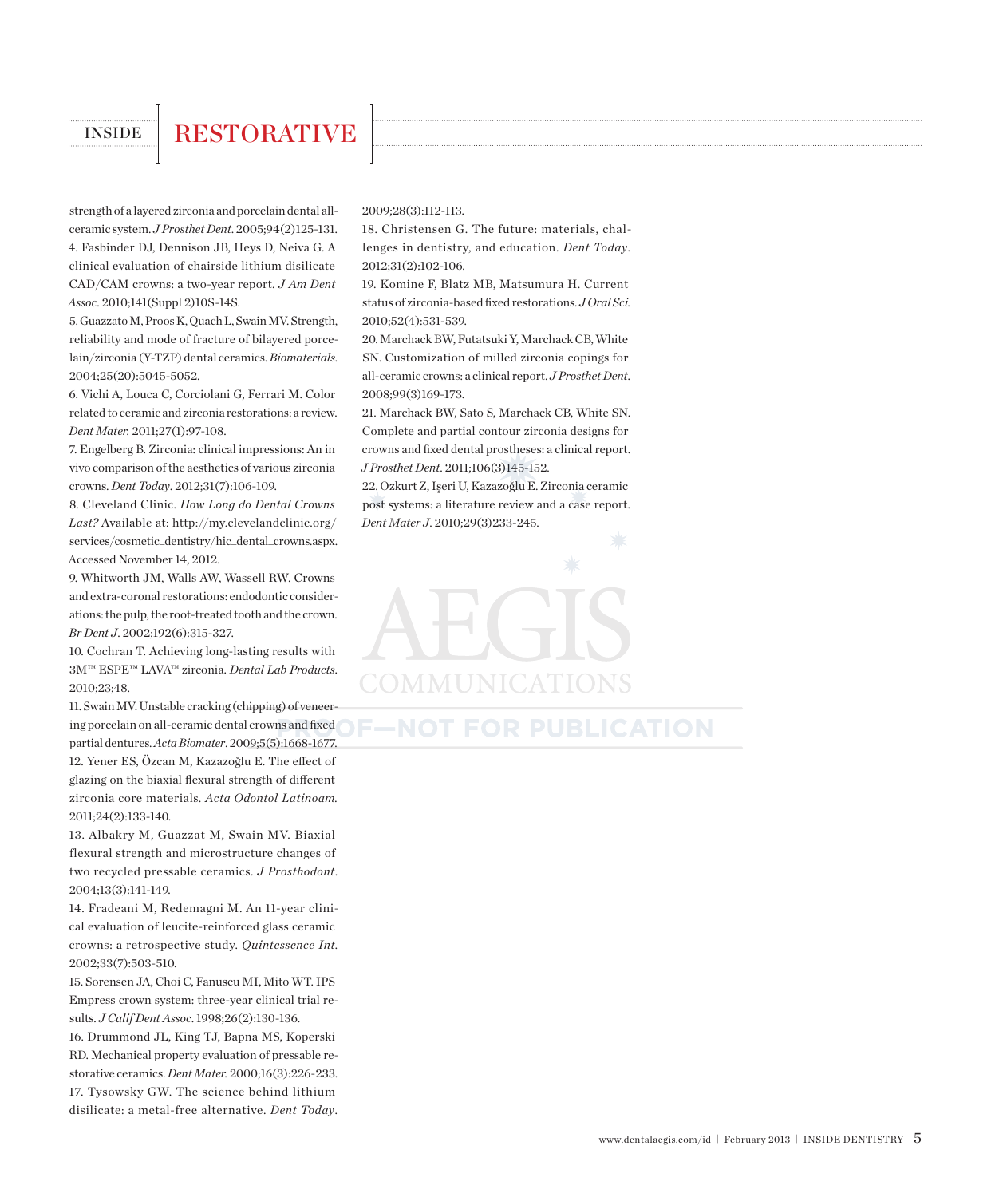strength of a layered zirconia and porcelain dental all-ceramic system. *J Prosthet Dent*. 2005;94(2)125-131.

4. Fasbinder DJ, Dennison JB, Heys D, Neiva G. A clinical evaluation of chairside lithium disilicate CAD/CAM crowns: a two-year report. *J Am Dent Assoc*. 2010;141(Suppl 2)10S-14S.

5. Guazzato M, Proos K, Quach L, Swain MV. Strength, reliability and mode of fracture of bilayered porcelain/zirconia (Y-TZP) dental ceramics. *Biomaterials*. 2004;25(20):5045-5052.

6. Vichi A, Louca C, Corciolani G, Ferrari M. Color related to ceramic and zirconia restorations: a review. *Dent Mater*. 2011;27(1):97-108.

7. Engelberg B. Zirconia: clinical impressions: An in vivo comparison of the aesthetics of various zirconia crowns. *Dent Today*. 2012;31(7):106-109.

8. Cleveland Clinic. *How Long do Dental Crowns Last?* Available at: http://my.clevelandclinic.org/services/cosmetic_dentistry/hic_dental_crowns.aspx. Accessed November 14, 2012.

9. Whitworth JM, Walls AW, Wassell RW. Crowns and extra-coronal restorations: endodontic considerations: the pulp, the root-treated tooth and the crown. *Br Dent J*. 2002;192(6):315-327.

10. Cochran T. Achieving long-lasting results with 3M™ ESPE™ LAVA™ zirconia. *Dental Lab Products*. 2010;23;48.

11. Swain MV. Unstable cracking (chipping) of veneering porcelain on all-ceramic dental crowns and fixed partial dentures. *Acta Biomater*. 2009;5(5):1668-1677.

12. Yener ES, Özcan M, Kazazoğlu E. The effect of glazing on the biaxial flexural strength of different zirconia core materials. *Acta Odontol Latinoam*. 2011;24(2):133-140.

13. Albakry M, Guazzat M, Swain MV. Biaxial flexural strength and microstructure changes of two recycled pressable ceramics. *J Prosthodont*. 2004;13(3):141-149.

14. Fradeani M, Redemagni M. An 11-year clinical evaluation of leucite-reinforced glass ceramic crowns: a retrospective study. *Quintessence Int*. 2002;33(7):503-510.

15. Sorensen JA, Choi C, Fanuscu MI, Mito WT. IPS Empress crown system: three-year clinical trial results. *J Calif Dent Assoc*. 1998;26(2):130-136.

16. Drummond JL, King TJ, Bapna MS, Koperski RD. Mechanical property evaluation of pressable restorative ceramics. *Dent Mater*. 2000;16(3):226-233.

17. Tysowsky GW. The science behind lithium disilicate: a metal-free alternative. *Dent Today*. 2009;28(3):112-113.

18. Christensen G. The future: materials, challenges in dentistry, and education. *Dent Today*. 2012;31(2):102-106.

19. Komine F, Blatz MB, Matsumura H. Current status of zirconia-based fixed restorations. *J Oral Sci*. 2010;52(4):531-539.

20. Marchack BW, Futatsuki Y, Marchack CB, White SN. Customization of milled zirconia copings for all-ceramic crowns: a clinical report. *J Prosthet Dent*. 2008;99(3)169-173.

21. Marchack BW, Sato S, Marchack CB, White SN. Complete and partial contour zirconia designs for crowns and fixed dental prostheses: a clinical report. *J Prosthet Dent*. 2011;106(3)145-152.

22. Ozkurt Z, Işeri U, Kazazoğlu E. Zirconia ceramic post systems: a literature review and a case report. *Dent Mater J*. 2010;29(3)233-245.